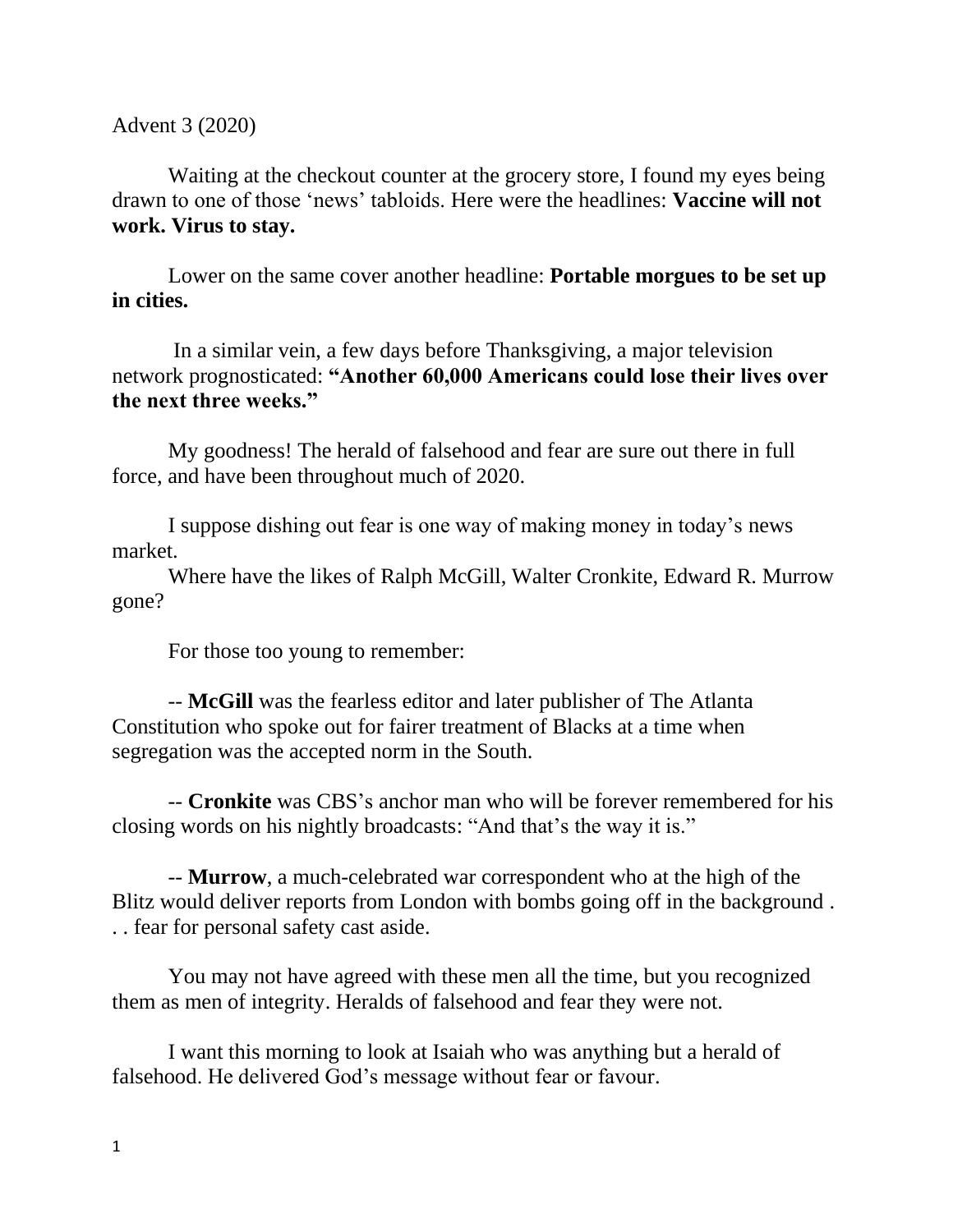Advent 3 (2020)

Waiting at the checkout counter at the grocery store, I found my eyes being drawn to one of those 'news' tabloids. Here were the headlines: **Vaccine will not work. Virus to stay.**

Lower on the same cover another headline: **Portable morgues to be set up in cities.**

In a similar vein, a few days before Thanksgiving, a major television network prognosticated: **"Another 60,000 Americans could lose their lives over the next three weeks."**

My goodness! The herald of falsehood and fear are sure out there in full force, and have been throughout much of 2020.

I suppose dishing out fear is one way of making money in today's news market.

Where have the likes of Ralph McGill, Walter Cronkite, Edward R. Murrow gone?

For those too young to remember:

-- **McGill** was the fearless editor and later publisher of The Atlanta Constitution who spoke out for fairer treatment of Blacks at a time when segregation was the accepted norm in the South.

-- **Cronkite** was CBS's anchor man who will be forever remembered for his closing words on his nightly broadcasts: "And that's the way it is."

-- **Murrow**, a much-celebrated war correspondent who at the high of the Blitz would deliver reports from London with bombs going off in the background . . . fear for personal safety cast aside.

You may not have agreed with these men all the time, but you recognized them as men of integrity. Heralds of falsehood and fear they were not.

I want this morning to look at Isaiah who was anything but a herald of falsehood. He delivered God's message without fear or favour.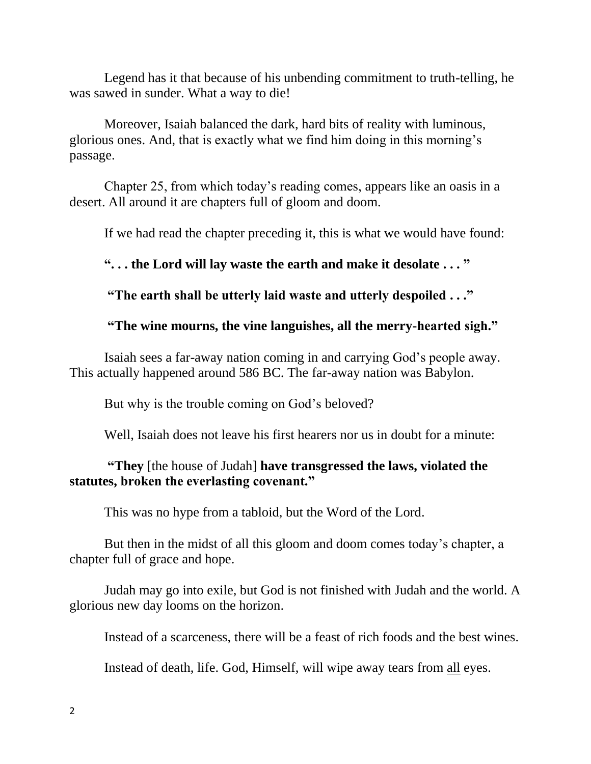Legend has it that because of his unbending commitment to truth-telling, he was sawed in sunder. What a way to die!

Moreover, Isaiah balanced the dark, hard bits of reality with luminous, glorious ones. And, that is exactly what we find him doing in this morning's passage.

Chapter 25, from which today's reading comes, appears like an oasis in a desert. All around it are chapters full of gloom and doom.

If we had read the chapter preceding it, this is what we would have found:

**". . . the Lord will lay waste the earth and make it desolate . . . "**

**"The earth shall be utterly laid waste and utterly despoiled . . ."**

**"The wine mourns, the vine languishes, all the merry-hearted sigh."**

Isaiah sees a far-away nation coming in and carrying God's people away. This actually happened around 586 BC. The far-away nation was Babylon.

But why is the trouble coming on God's beloved?

Well, Isaiah does not leave his first hearers nor us in doubt for a minute:

**"They** [the house of Judah] **have transgressed the laws, violated the statutes, broken the everlasting covenant."**

This was no hype from a tabloid, but the Word of the Lord.

But then in the midst of all this gloom and doom comes today's chapter, a chapter full of grace and hope.

Judah may go into exile, but God is not finished with Judah and the world. A glorious new day looms on the horizon.

Instead of a scarceness, there will be a feast of rich foods and the best wines.

Instead of death, life. God, Himself, will wipe away tears from <u>all</u> eyes.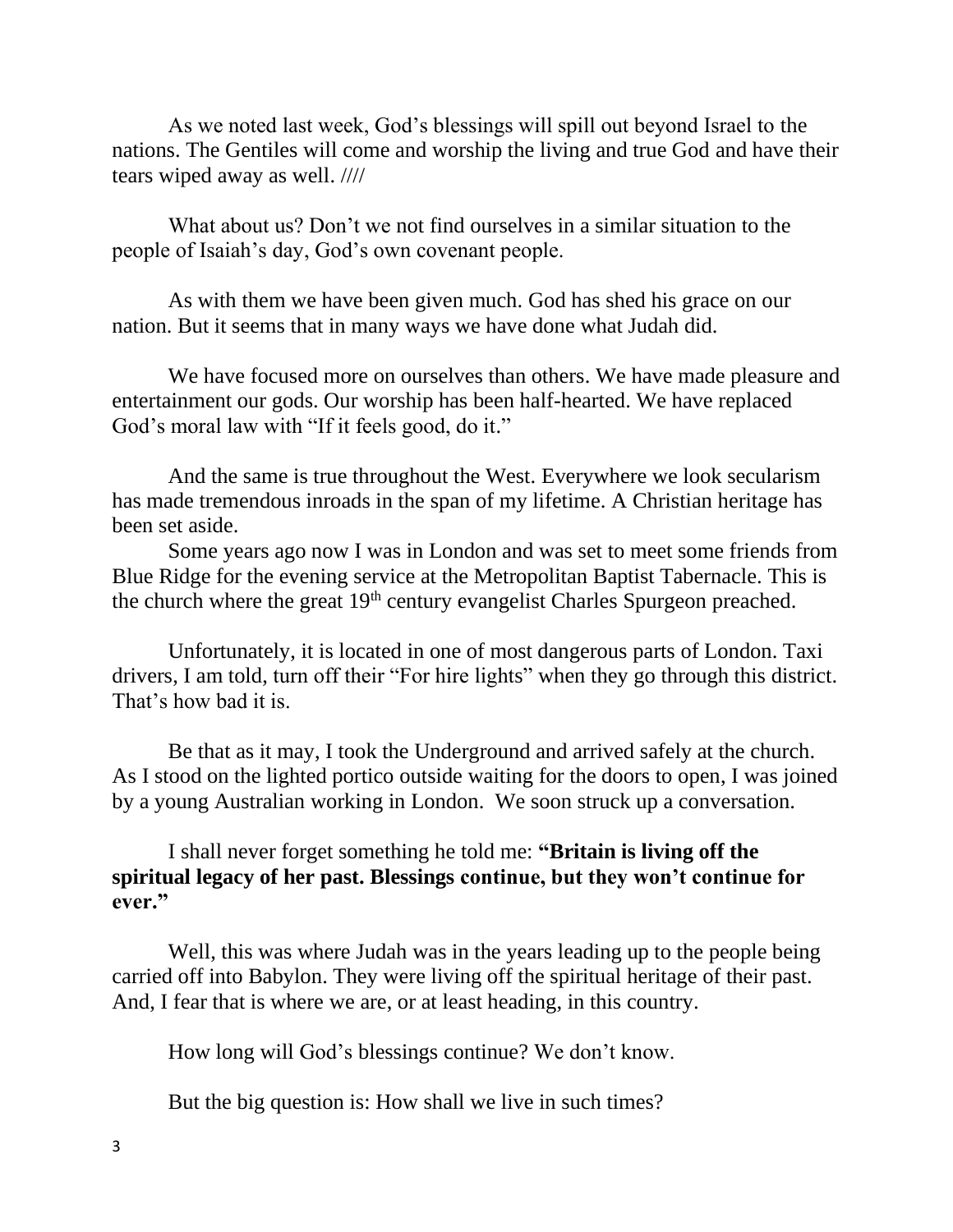As we noted last week, God's blessings will spill out beyond Israel to the nations. The Gentiles will come and worship the living and true God and have their tears wiped away as well. ////

What about us? Don't we not find ourselves in a similar situation to the people of Isaiah's day, God's own covenant people.

As with them we have been given much. God has shed his grace on our nation. But it seems that in many ways we have done what Judah did.

We have focused more on ourselves than others. We have made pleasure and entertainment our gods. Our worship has been half-hearted. We have replaced God's moral law with "If it feels good, do it."

And the same is true throughout the West. Everywhere we look secularism has made tremendous inroads in the span of my lifetime. A Christian heritage has been set aside.

Some years ago now I was in London and was set to meet some friends from Blue Ridge for the evening service at the Metropolitan Baptist Tabernacle. This is the church where the great 19th century evangelist Charles Spurgeon preached.

Unfortunately, it is located in one of most dangerous parts of London. Taxi drivers, I am told, turn off their "For hire lights" when they go through this district. That's how bad it is.

Be that as it may, I took the Underground and arrived safely at the church. As I stood on the lighted portico outside waiting for the doors to open, I was joined by a young Australian working in London. We soon struck up a conversation.

I shall never forget something he told me: **"Britain is living off the spiritual legacy of her past. Blessings continue, but they won't continue for ever."**

Well, this was where Judah was in the years leading up to the people being carried off into Babylon. They were living off the spiritual heritage of their past. And, I fear that is where we are, or at least heading, in this country.

How long will God's blessings continue? We don't know.

But the big question is: How shall we live in such times?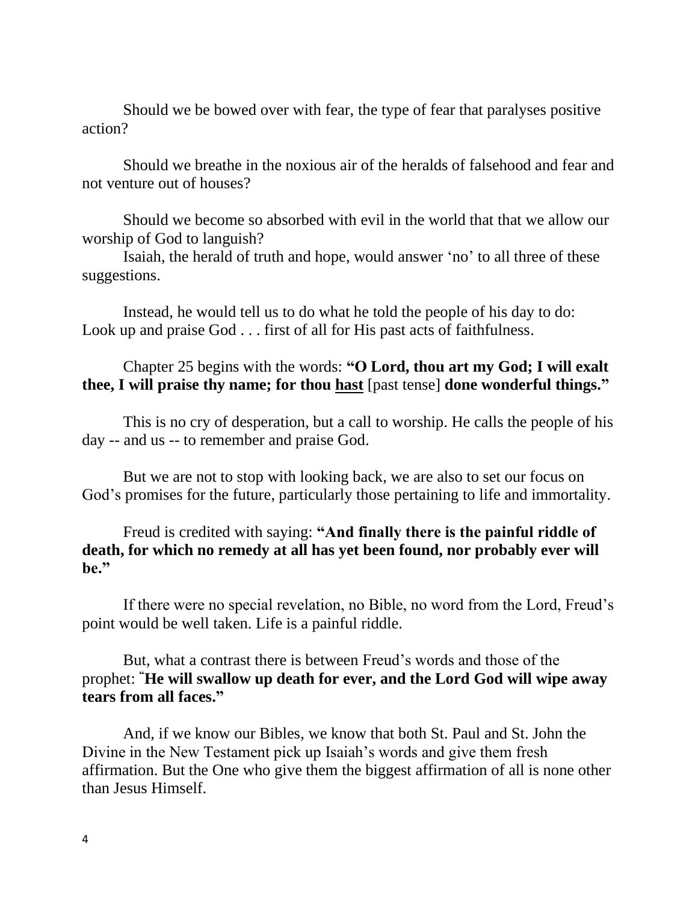Should we be bowed over with fear, the type of fear that paralyses positive action?

Should we breathe in the noxious air of the heralds of falsehood and fear and not venture out of houses?

Should we become so absorbed with evil in the world that that we allow our worship of God to languish?
Isaiah, the herald of truth and hope, would answer 'no' to all three of these suggestions.

Instead, he would tell us to do what he told the people of his day to do: Look up and praise God . . . first of all for His past acts of faithfulness.

Chapter 25 begins with the words: **"O Lord, thou art my God; I will exalt thee, I will praise thy name; for thou <u>hast</u>** [past tense] **done wonderful things."**

This is no cry of desperation, but a call to worship. He calls the people of his day -- and us -- to remember and praise God.

But we are not to stop with looking back, we are also to set our focus on God's promises for the future, particularly those pertaining to life and immortality.

Freud is credited with saying: **"And finally there is the painful riddle of death, for which no remedy at all has yet been found, nor probably ever will be."**

If there were no special revelation, no Bible, no word from the Lord, Freud's point would be well taken. Life is a painful riddle.

But, what a contrast there is between Freud's words and those of the prophet: **"He will swallow up death for ever, and the Lord God will wipe away tears from all faces."**

And, if we know our Bibles, we know that both St. Paul and St. John the Divine in the New Testament pick up Isaiah's words and give them fresh affirmation. But the One who give them the biggest affirmation of all is none other than Jesus Himself.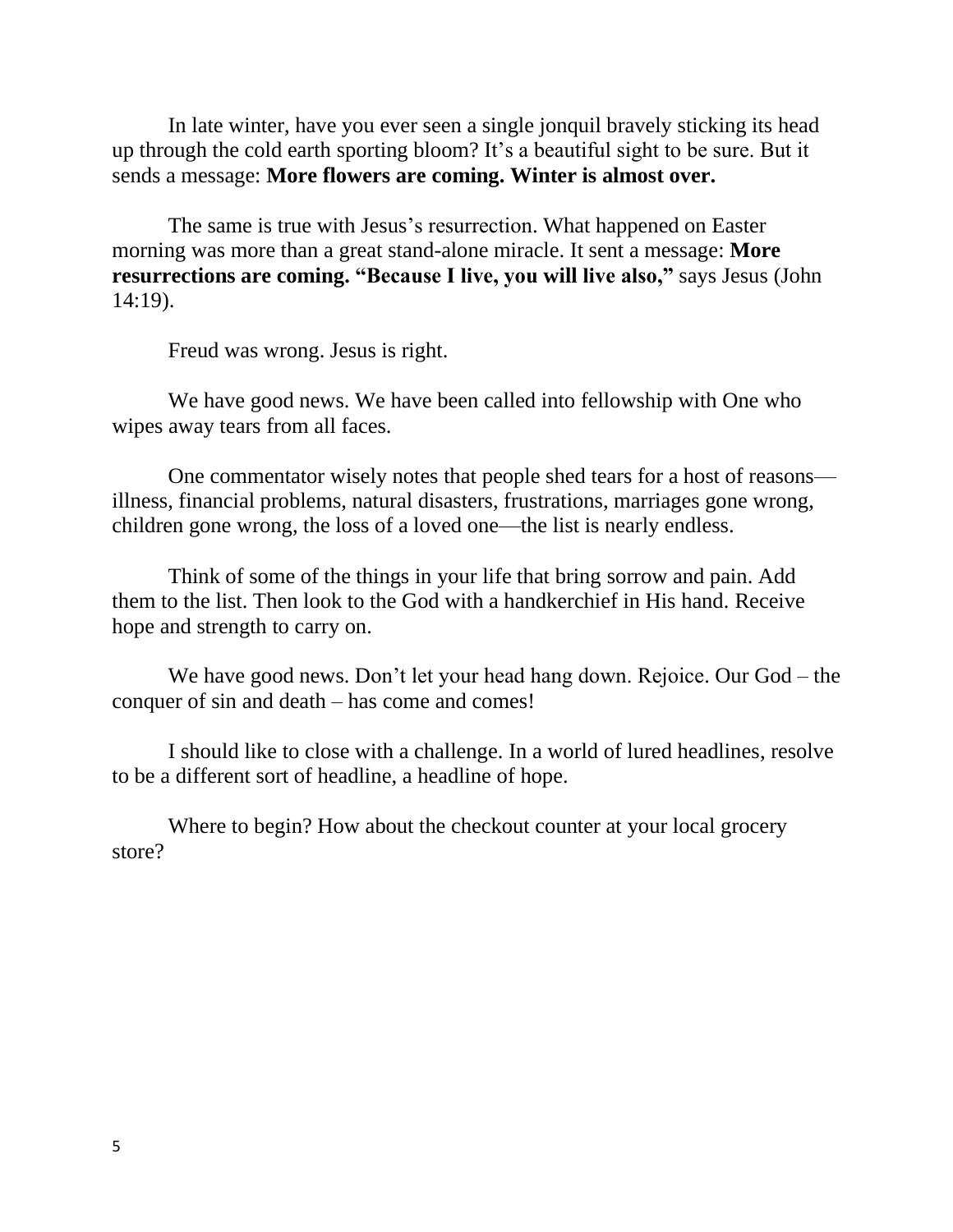In late winter, have you ever seen a single jonquil bravely sticking its head up through the cold earth sporting bloom? It's a beautiful sight to be sure. But it sends a message: **More flowers are coming. Winter is almost over.**

The same is true with Jesus's resurrection. What happened on Easter morning was more than a great stand-alone miracle. It sent a message: **More resurrections are coming. "Because I live, you will live also,"** says Jesus (John 14:19).

Freud was wrong. Jesus is right.

We have good news. We have been called into fellowship with One who wipes away tears from all faces.

One commentator wisely notes that people shed tears for a host of reasons—illness, financial problems, natural disasters, frustrations, marriages gone wrong, children gone wrong, the loss of a loved one—the list is nearly endless.

Think of some of the things in your life that bring sorrow and pain. Add them to the list. Then look to the God with a handkerchief in His hand. Receive hope and strength to carry on.

We have good news. Don't let your head hang down. Rejoice. Our God – the conquer of sin and death – has come and comes!

I should like to close with a challenge. In a world of lured headlines, resolve to be a different sort of headline, a headline of hope.

Where to begin? How about the checkout counter at your local grocery store?